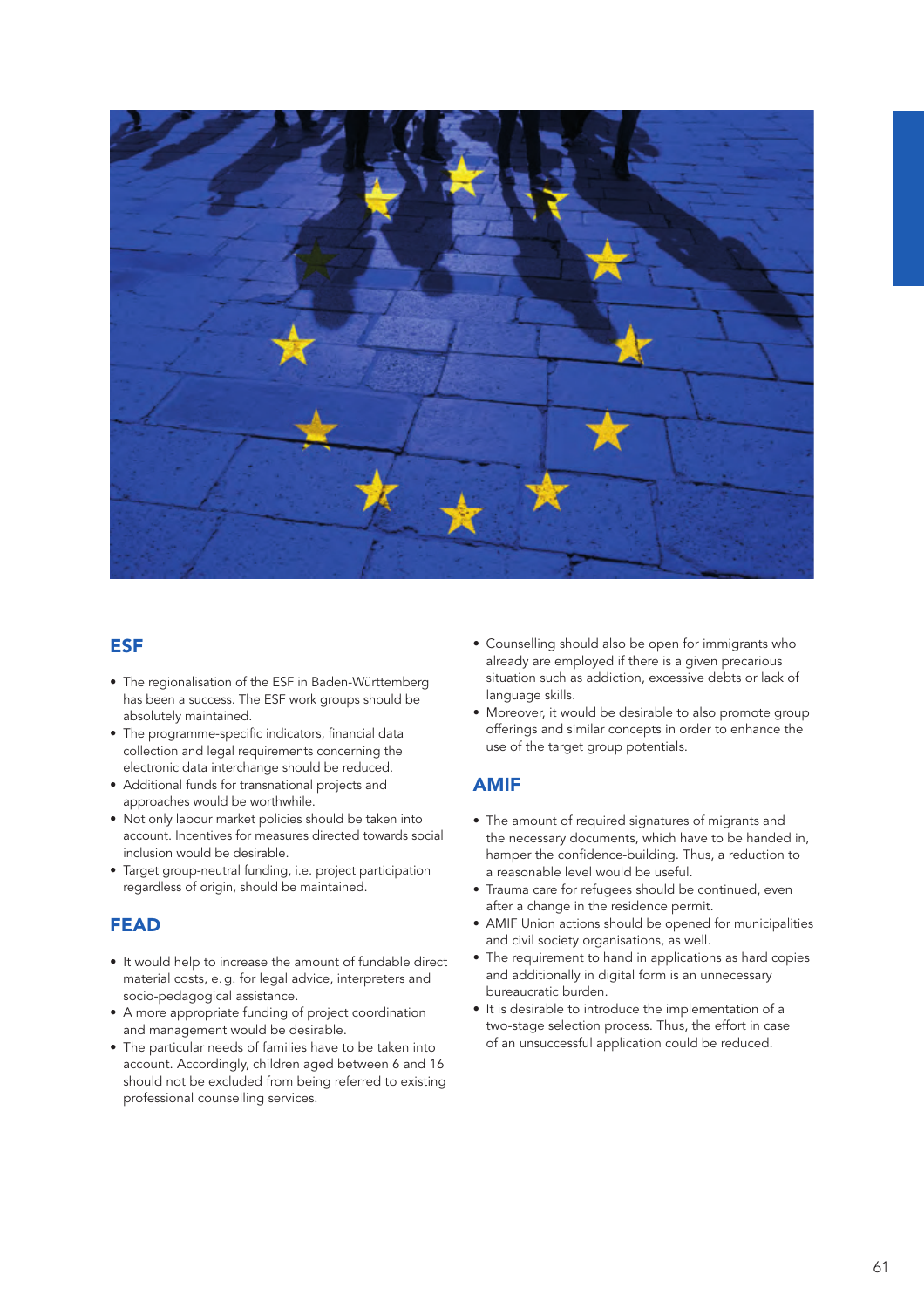## ESF

- The regionalisation of the ESF in Baden-Württemberg has been a success. The ESF work groups should be absolutely maintained.
- The programme-specific indicators, financial data collection and legal requirements concerning the electronic data interchange should be reduced.
- Additional funds for transnational projects and approaches would be worthwhile.
- Not only labour market policies should be taken into account. Incentives for measures directed towards social inclusion would be desirable.
- Target group-neutral funding, i.e. project participation regardless of origin, should be maintained.

## FEAD

- It would help to increase the amount of fundable direct material costs, e.g. for legal advice, interpreters and socio-pedagogical assistance.
- A more appropriate funding of project coordination and management would be desirable.
- The particular needs of families have to be taken into account. Accordingly, children aged between 6 and 16 should not be excluded from being referred to existing professional counselling services.
- Counselling should also be open for immigrants who already are employed if there is a given precarious situation such as addiction, excessive debts or lack of language skills.
- Moreover, it would be desirable to also promote group offerings and similar concepts in order to enhance the use of the target group potentials.

## AMIF

- The amount of required signatures of migrants and the necessary documents, which have to be handed in, hamper the confidence-building. Thus, a reduction to a reasonable level would be useful.
- Trauma care for refugees should be continued, even after a change in the residence permit.
- AMIF Union actions should be opened for municipalities and civil society organisations, as well.
- The requirement to hand in applications as hard copies and additionally in digital form is an unnecessary bureaucratic burden.
- It is desirable to introduce the implementation of a two-stage selection process. Thus, the effort in case of an unsuccessful application could be reduced.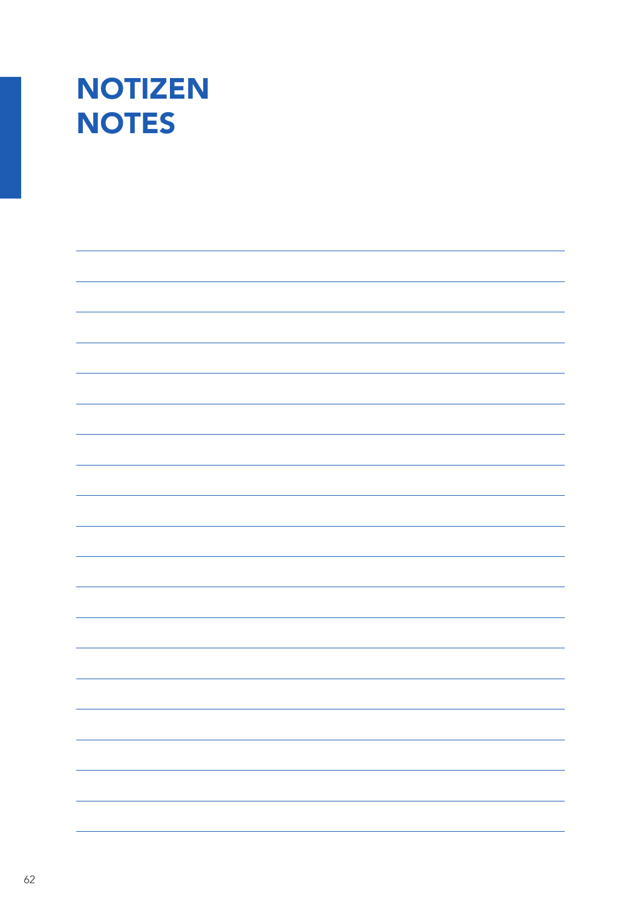# NOTIZEN
# NOTES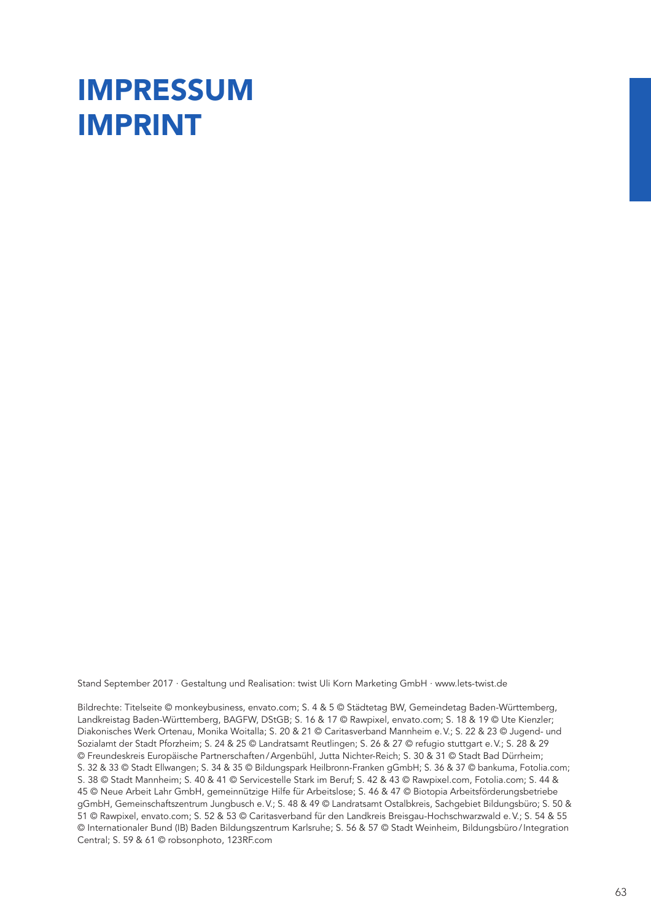# IMPRESSUM
# IMPRINT

Stand September 2017 · Gestaltung und Realisation: twist Uli Korn Marketing GmbH · www.lets-twist.de

Bildrechte: Titelseite © monkeybusiness, envato.com; S. 4 & 5 © Städtetag BW, Gemeindetag Baden-Württemberg, Landkreistag Baden-Württemberg, BAGFW, DStGB; S. 16 & 17 © Rawpixel, envato.com; S. 18 & 19 © Ute Kienzler; Diakonisches Werk Ortenau, Monika Woitalla; S. 20 & 21 © Caritasverband Mannheim e. V.; S. 22 & 23 © Jugend- und Sozialamt der Stadt Pforzheim; S. 24 & 25 © Landratsamt Reutlingen; S. 26 & 27 © refugio stuttgart e. V.; S. 28 & 29 © Freundeskreis Europäische Partnerschaften / Argenbühl, Jutta Nichter-Reich; S. 30 & 31 © Stadt Bad Dürrheim; S. 32 & 33 © Stadt Ellwangen; S. 34 & 35 © Bildungspark Heilbronn-Franken gGmbH; S. 36 & 37 © bankuma, Fotolia.com; S. 38 © Stadt Mannheim; S. 40 & 41 © Servicestelle Stark im Beruf; S. 42 & 43 © Rawpixel.com, Fotolia.com; S. 44 & 45 © Neue Arbeit Lahr GmbH, gemeinnützige Hilfe für Arbeitslose; S. 46 & 47 © Biotopia Arbeitsförderungsbetriebe gGmbH, Gemeinschaftszentrum Jungbusch e. V.; S. 48 & 49 © Landratsamt Ostalbkreis, Sachgebiet Bildungsbüro; S. 50 & 51 © Rawpixel, envato.com; S. 52 & 53 © Caritasverband für den Landkreis Breisgau-Hochschwarzwald e. V.; S. 54 & 55 © Internationaler Bund (IB) Baden Bildungszentrum Karlsruhe; S. 56 & 57 © Stadt Weinheim, Bildungsbüro / Integration Central; S. 59 & 61 © robsonphoto, 123RF.com